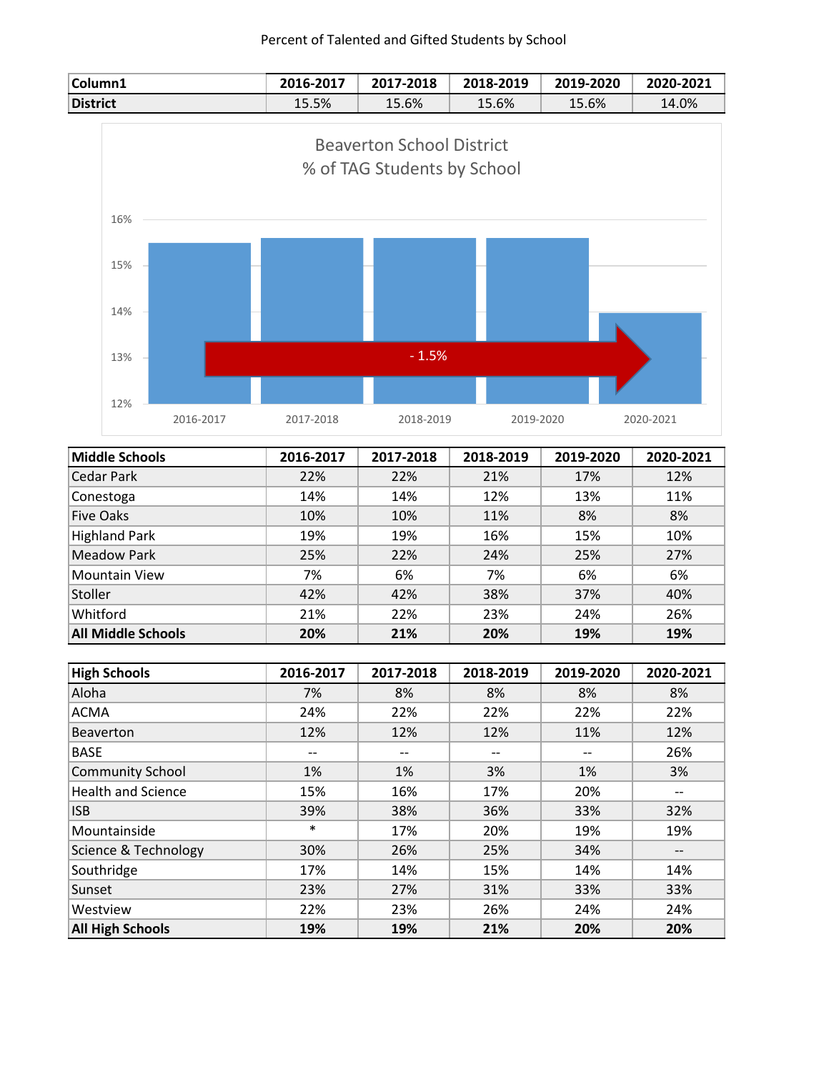Percent of Talented and Gifted Students by School

| Column1 | 2016-2017 | 2017-2018 | 2018-2019 | 2019-2020 | 2020-2021 |
|---|---|---|---|---|---|
| **District** | 15.5% | 15.6% | 15.6% | 15.6% | 14.0% |

Beaverton School District
% of TAG Students by School

| | 2016-2017 | 2017-2018 | 2018-2019 | 2019-2020 | 2020-2021 |
|---|---|---|---|---|---|
| % of TAG Students | 15.5% | 15.6% | 15.6% | 15.6% | 14.0% |

- 1.5%

| Middle Schools | 2016-2017 | 2017-2018 | 2018-2019 | 2019-2020 | 2020-2021 |
|---|---|---|---|---|---|
| Cedar Park | 22% | 22% | 21% | 17% | 12% |
| Conestoga | 14% | 14% | 12% | 13% | 11% |
| Five Oaks | 10% | 10% | 11% | 8% | 8% |
| Highland Park | 19% | 19% | 16% | 15% | 10% |
| Meadow Park | 25% | 22% | 24% | 25% | 27% |
| Mountain View | 7% | 6% | 7% | 6% | 6% |
| Stoller | 42% | 42% | 38% | 37% | 40% |
| Whitford | 21% | 22% | 23% | 24% | 26% |
| **All Middle Schools** | **20%** | **21%** | **20%** | **19%** | **19%** |

| High Schools | 2016-2017 | 2017-2018 | 2018-2019 | 2019-2020 | 2020-2021 |
|---|---|---|---|---|---|
| Aloha | 7% | 8% | 8% | 8% | 8% |
| ACMA | 24% | 22% | 22% | 22% | 22% |
| Beaverton | 12% | 12% | 12% | 11% | 12% |
| BASE | -- | -- | -- | -- | 26% |
| Community School | 1% | 1% | 3% | 1% | 3% |
| Health and Science | 15% | 16% | 17% | 20% | -- |
| ISB | 39% | 38% | 36% | 33% | 32% |
| Mountainside | * | 17% | 20% | 19% | 19% |
| Science & Technology | 30% | 26% | 25% | 34% | -- |
| Southridge | 17% | 14% | 15% | 14% | 14% |
| Sunset | 23% | 27% | 31% | 33% | 33% |
| Westview | 22% | 23% | 26% | 24% | 24% |
| **All High Schools** | **19%** | **19%** | **21%** | **20%** | **20%** |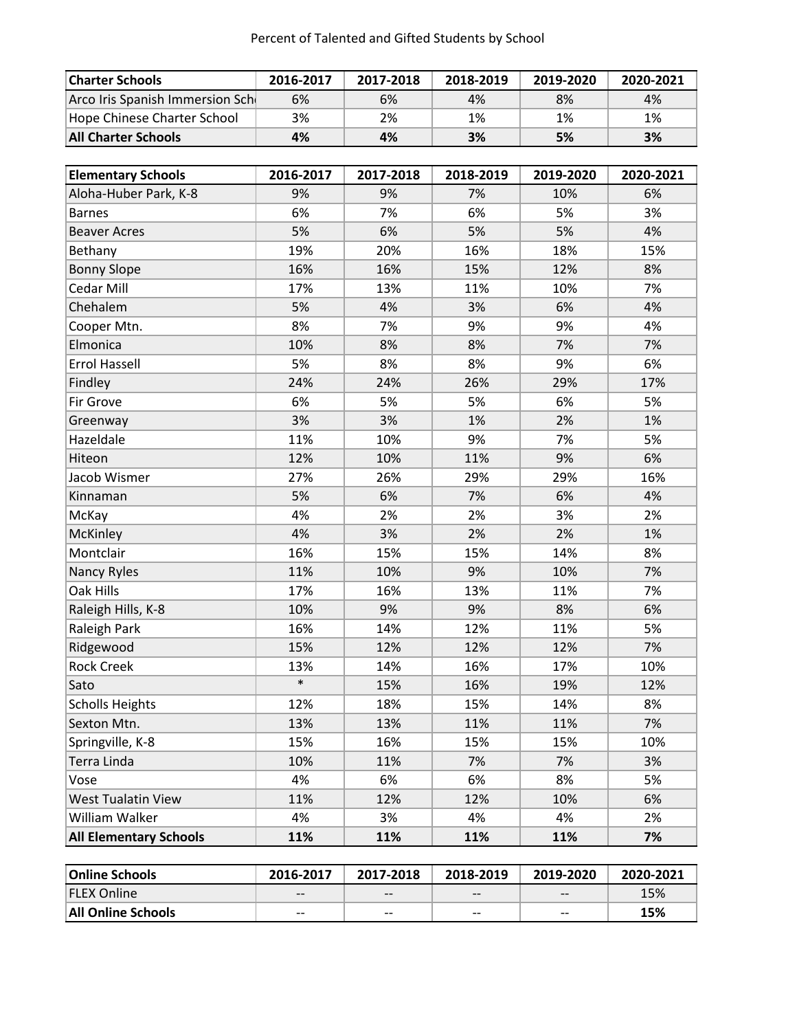Percent of Talented and Gifted Students by School

| Charter Schools | 2016-2017 | 2017-2018 | 2018-2019 | 2019-2020 | 2020-2021 |
|---|---|---|---|---|---|
| Arco Iris Spanish Immersion Sch | 6% | 6% | 4% | 8% | 4% |
| Hope Chinese Charter School | 3% | 2% | 1% | 1% | 1% |
| **All Charter Schools** | **4%** | **4%** | **3%** | **5%** | **3%** |

| Elementary Schools | 2016-2017 | 2017-2018 | 2018-2019 | 2019-2020 | 2020-2021 |
|---|---|---|---|---|---|
| Aloha-Huber Park, K-8 | 9% | 9% | 7% | 10% | 6% |
| Barnes | 6% | 7% | 6% | 5% | 3% |
| Beaver Acres | 5% | 6% | 5% | 5% | 4% |
| Bethany | 19% | 20% | 16% | 18% | 15% |
| Bonny Slope | 16% | 16% | 15% | 12% | 8% |
| Cedar Mill | 17% | 13% | 11% | 10% | 7% |
| Chehalem | 5% | 4% | 3% | 6% | 4% |
| Cooper Mtn. | 8% | 7% | 9% | 9% | 4% |
| Elmonica | 10% | 8% | 8% | 7% | 7% |
| Errol Hassell | 5% | 8% | 8% | 9% | 6% |
| Findley | 24% | 24% | 26% | 29% | 17% |
| Fir Grove | 6% | 5% | 5% | 6% | 5% |
| Greenway | 3% | 3% | 1% | 2% | 1% |
| Hazeldale | 11% | 10% | 9% | 7% | 5% |
| Hiteon | 12% | 10% | 11% | 9% | 6% |
| Jacob Wismer | 27% | 26% | 29% | 29% | 16% |
| Kinnaman | 5% | 6% | 7% | 6% | 4% |
| McKay | 4% | 2% | 2% | 3% | 2% |
| McKinley | 4% | 3% | 2% | 2% | 1% |
| Montclair | 16% | 15% | 15% | 14% | 8% |
| Nancy Ryles | 11% | 10% | 9% | 10% | 7% |
| Oak Hills | 17% | 16% | 13% | 11% | 7% |
| Raleigh Hills, K-8 | 10% | 9% | 9% | 8% | 6% |
| Raleigh Park | 16% | 14% | 12% | 11% | 5% |
| Ridgewood | 15% | 12% | 12% | 12% | 7% |
| Rock Creek | 13% | 14% | 16% | 17% | 10% |
| Sato | * | 15% | 16% | 19% | 12% |
| Scholls Heights | 12% | 18% | 15% | 14% | 8% |
| Sexton Mtn. | 13% | 13% | 11% | 11% | 7% |
| Springville, K-8 | 15% | 16% | 15% | 15% | 10% |
| Terra Linda | 10% | 11% | 7% | 7% | 3% |
| Vose | 4% | 6% | 6% | 8% | 5% |
| West Tualatin View | 11% | 12% | 12% | 10% | 6% |
| William Walker | 4% | 3% | 4% | 4% | 2% |
| **All Elementary Schools** | **11%** | **11%** | **11%** | **11%** | **7%** |

| Online Schools | 2016-2017 | 2017-2018 | 2018-2019 | 2019-2020 | 2020-2021 |
|---|---|---|---|---|---|
| FLEX Online | -- | -- | -- | -- | 15% |
| **All Online Schools** | -- | -- | -- | -- | **15%** |